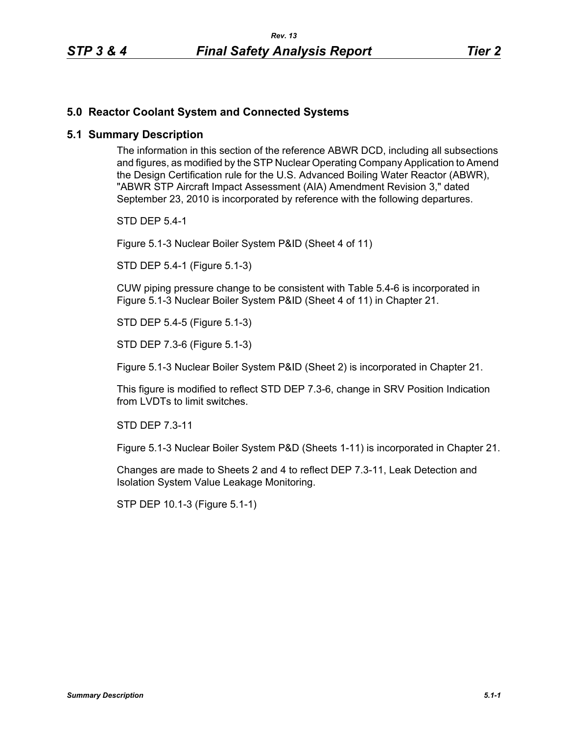# 5.0 Reactor Coolant System and Connected Systems

## 5.1 Summary Description

The information in this section of the reference ABWR DCD, including all subsections and figures, as modified by the STP Nuclear Operating Company Application to Amend the Design Certification rule for the U.S. Advanced Boiling Water Reactor (ABWR), "ABWR STP Aircraft Impact Assessment (AIA) Amendment Revision 3," dated September 23, 2010 is incorporated by reference with the following departures.

STD DEP 5.4-1

Figure 5.1-3 Nuclear Boiler System P&ID (Sheet 4 of 11)

STD DEP 5.4-1 (Figure 5.1-3)

CUW piping pressure change to be consistent with Table 5.4-6 is incorporated in Figure 5.1-3 Nuclear Boiler System P&ID (Sheet 4 of 11) in Chapter 21.

STD DEP 5.4-5 (Figure 5.1-3)

STD DEP 7.3-6 (Figure 5.1-3)

Figure 5.1-3 Nuclear Boiler System P&ID (Sheet 2) is incorporated in Chapter 21.

This figure is modified to reflect STD DEP 7.3-6, change in SRV Position Indication from LVDTs to limit switches.

STD DEP 7.3-11

Figure 5.1-3 Nuclear Boiler System P&D (Sheets 1-11) is incorporated in Chapter 21.

Changes are made to Sheets 2 and 4 to reflect DEP 7.3-11, Leak Detection and Isolation System Value Leakage Monitoring.

STP DEP 10.1-3 (Figure 5.1-1)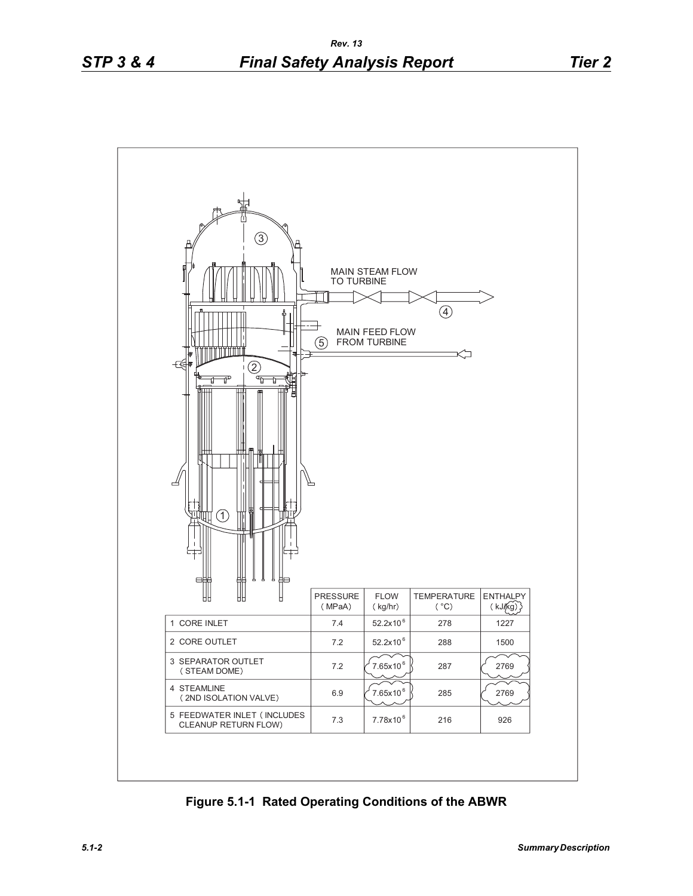MAIN STEAM FLOW TO TURBINE

MAIN FEED FLOW FROM TURBINE

| | PRESSURE (MPaA) | FLOW (kg/hr) | TEMPERATURE (°C) | ENTHALPY (kJ/kg) |
|---|---|---|---|---|
| 1 CORE INLET | 7.4 | $52.2 \times 10^{6}$ | 278 | 1227 |
| 2 CORE OUTLET | 7.2 | $52.2 \times 10^{6}$ | 288 | 1500 |
| 3 SEPARATOR OUTLET (STEAM DOME) | 7.2 | $7.65 \times 10^{6}$ | 287 | 2769 |
| 4 STEAMLINE (2ND ISOLATION VALVE) | 6.9 | $7.65 \times 10^{6}$ | 285 | 2769 |
| 5 FEEDWATER INLET (INCLUDES CLEANUP RETURN FLOW) | 7.3 | $7.78 \times 10^{6}$ | 216 | 926 |

**Figure 5.1-1 Rated Operating Conditions of the ABWR**